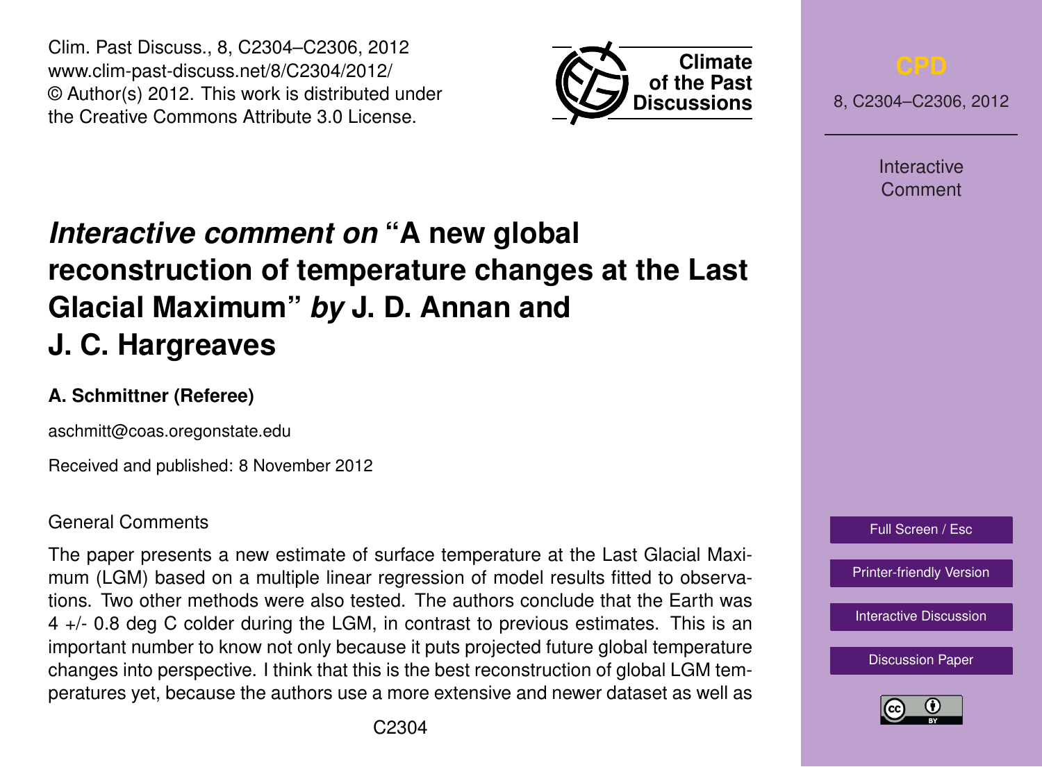# *Interactive comment on* "A new global reconstruction of temperature changes at the Last Glacial Maximum" *by* J. D. Annan and J. C. Hargreaves

**A. Schmittner (Referee)**

aschmitt@coas.oregonstate.edu

Received and published: 8 November 2012

General Comments

The paper presents a new estimate of surface temperature at the Last Glacial Maximum (LGM) based on a multiple linear regression of model results fitted to observations. Two other methods were also tested. The authors conclude that the Earth was 4 +/- 0.8 deg C colder during the LGM, in contrast to previous estimates. This is an important number to know not only because it puts projected future global temperature changes into perspective. I think that this is the best reconstruction of global LGM temperatures yet, because the authors use a more extensive and newer dataset as well as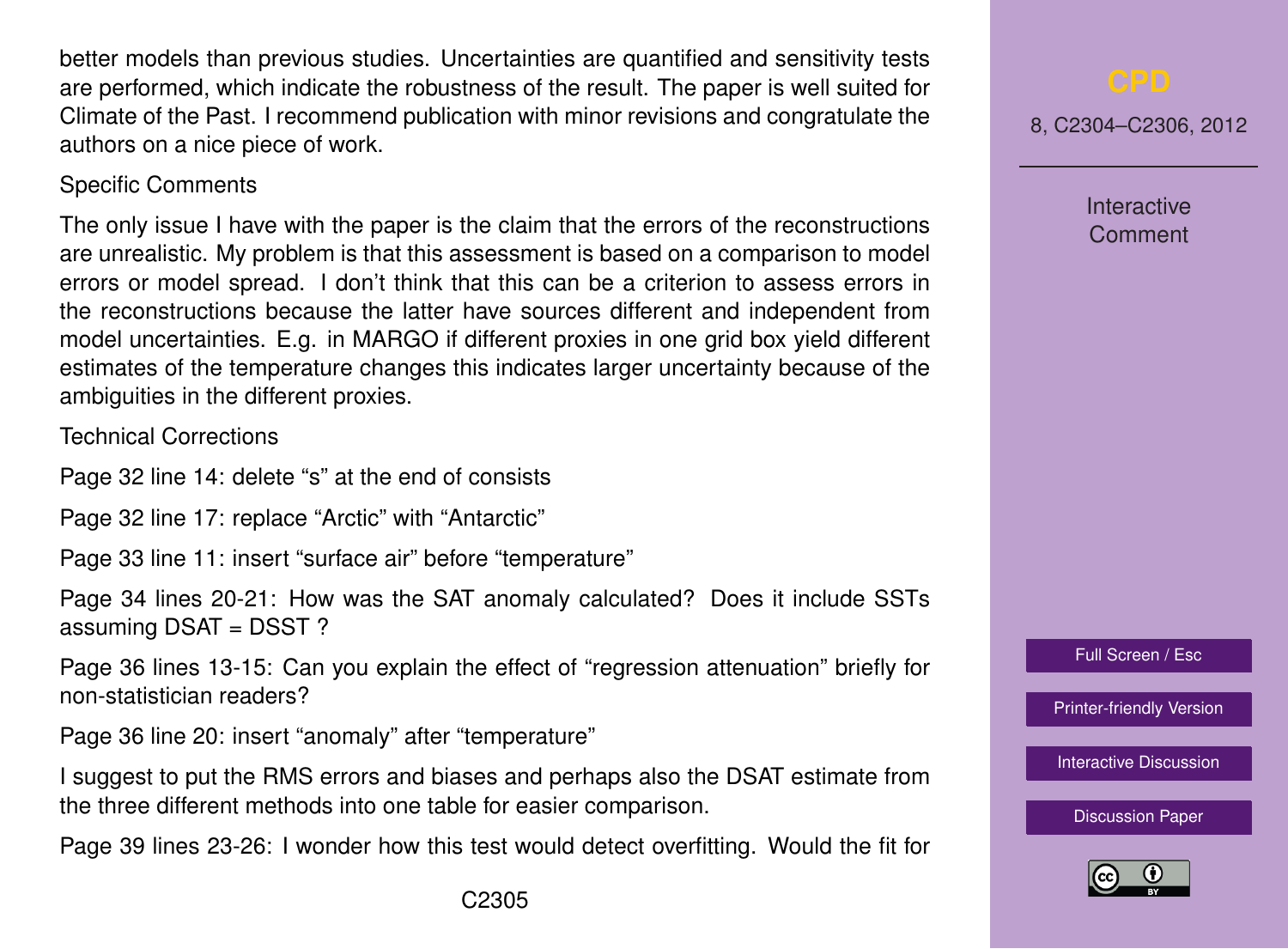better models than previous studies. Uncertainties are quantified and sensitivity tests are performed, which indicate the robustness of the result. The paper is well suited for Climate of the Past. I recommend publication with minor revisions and congratulate the authors on a nice piece of work.

Specific Comments

The only issue I have with the paper is the claim that the errors of the reconstructions are unrealistic. My problem is that this assessment is based on a comparison to model errors or model spread. I don't think that this can be a criterion to assess errors in the reconstructions because the latter have sources different and independent from model uncertainties. E.g. in MARGO if different proxies in one grid box yield different estimates of the temperature changes this indicates larger uncertainty because of the ambiguities in the different proxies.

Technical Corrections

Page 32 line 14: delete "s" at the end of consists

Page 32 line 17: replace "Arctic" with "Antarctic"

Page 33 line 11: insert "surface air" before "temperature"

Page 34 lines 20-21: How was the SAT anomaly calculated? Does it include SSTs assuming DSAT = DSST ?

Page 36 lines 13-15: Can you explain the effect of "regression attenuation" briefly for non-statistician readers?

Page 36 line 20: insert "anomaly" after "temperature"

I suggest to put the RMS errors and biases and perhaps also the DSAT estimate from the three different methods into one table for easier comparison.

Page 39 lines 23-26: I wonder how this test would detect overfitting. Would the fit for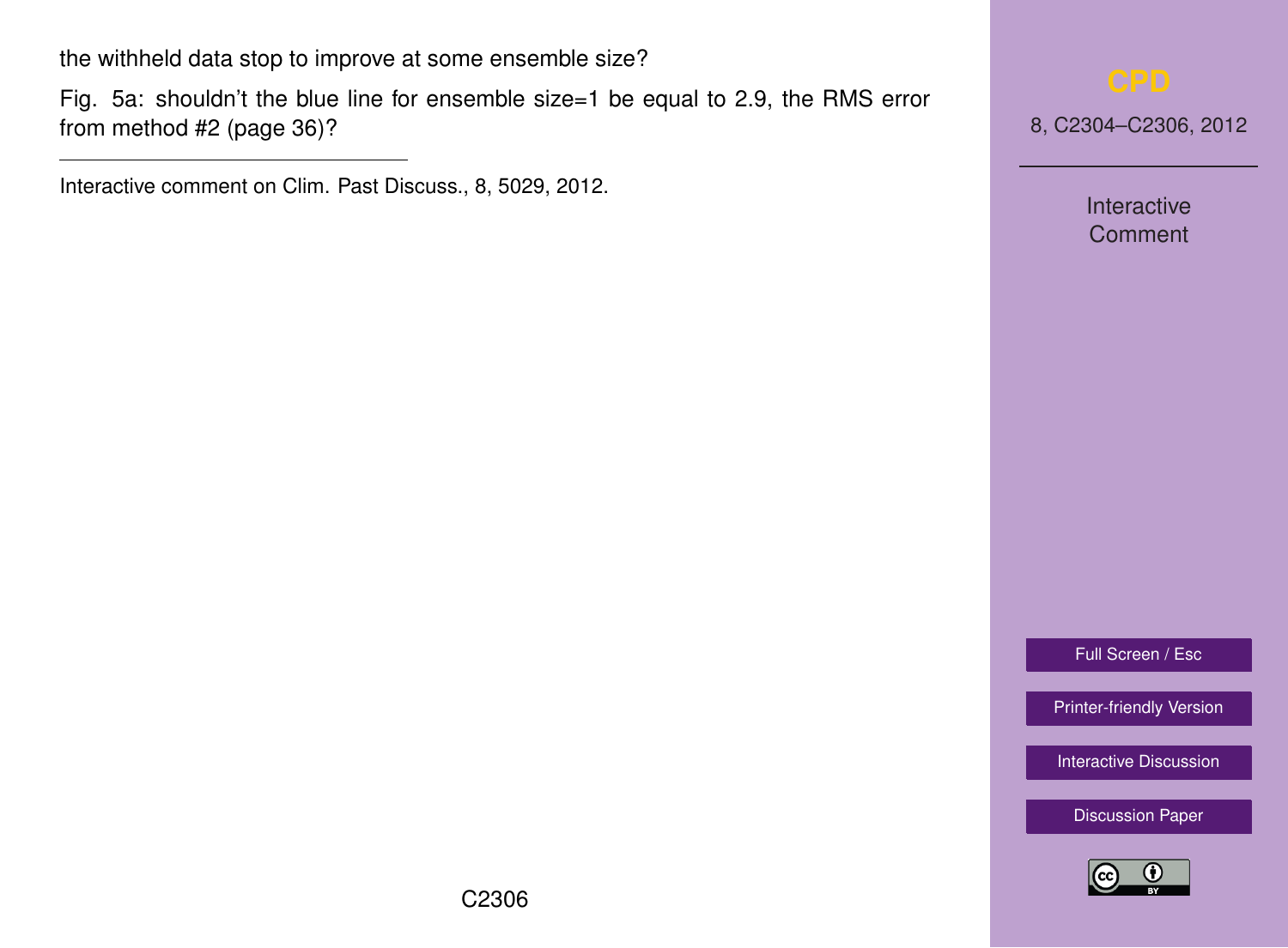the withheld data stop to improve at some ensemble size?

Fig. 5a: shouldn't the blue line for ensemble size=1 be equal to 2.9, the RMS error from method #2 (page 36)?

---

Interactive comment on Clim. Past Discuss., 8, 5029, 2012.